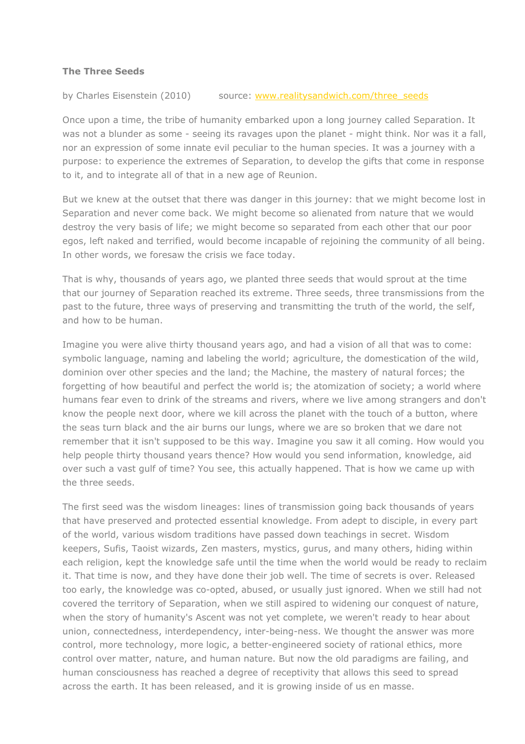**The Three Seeds**

by Charles Eisenstein (2010)  source: [www.realitysandwich.com/three_seeds](www.realitysandwich.com/three_seeds)

Once upon a time, the tribe of humanity embarked upon a long journey called Separation. It was not a blunder as some - seeing its ravages upon the planet - might think. Nor was it a fall, nor an expression of some innate evil peculiar to the human species. It was a journey with a purpose: to experience the extremes of Separation, to develop the gifts that come in response to it, and to integrate all of that in a new age of Reunion.

But we knew at the outset that there was danger in this journey: that we might become lost in Separation and never come back. We might become so alienated from nature that we would destroy the very basis of life; we might become so separated from each other that our poor egos, left naked and terrified, would become incapable of rejoining the community of all being. In other words, we foresaw the crisis we face today.

That is why, thousands of years ago, we planted three seeds that would sprout at the time that our journey of Separation reached its extreme. Three seeds, three transmissions from the past to the future, three ways of preserving and transmitting the truth of the world, the self, and how to be human.

Imagine you were alive thirty thousand years ago, and had a vision of all that was to come: symbolic language, naming and labeling the world; agriculture, the domestication of the wild, dominion over other species and the land; the Machine, the mastery of natural forces; the forgetting of how beautiful and perfect the world is; the atomization of society; a world where humans fear even to drink of the streams and rivers, where we live among strangers and don't know the people next door, where we kill across the planet with the touch of a button, where the seas turn black and the air burns our lungs, where we are so broken that we dare not remember that it isn't supposed to be this way. Imagine you saw it all coming. How would you help people thirty thousand years thence? How would you send information, knowledge, aid over such a vast gulf of time? You see, this actually happened. That is how we came up with the three seeds.

The first seed was the wisdom lineages: lines of transmission going back thousands of years that have preserved and protected essential knowledge. From adept to disciple, in every part of the world, various wisdom traditions have passed down teachings in secret. Wisdom keepers, Sufis, Taoist wizards, Zen masters, mystics, gurus, and many others, hiding within each religion, kept the knowledge safe until the time when the world would be ready to reclaim it. That time is now, and they have done their job well. The time of secrets is over. Released too early, the knowledge was co-opted, abused, or usually just ignored. When we still had not covered the territory of Separation, when we still aspired to widening our conquest of nature, when the story of humanity's Ascent was not yet complete, we weren't ready to hear about union, connectedness, interdependency, inter-being-ness. We thought the answer was more control, more technology, more logic, a better-engineered society of rational ethics, more control over matter, nature, and human nature. But now the old paradigms are failing, and human consciousness has reached a degree of receptivity that allows this seed to spread across the earth. It has been released, and it is growing inside of us en masse.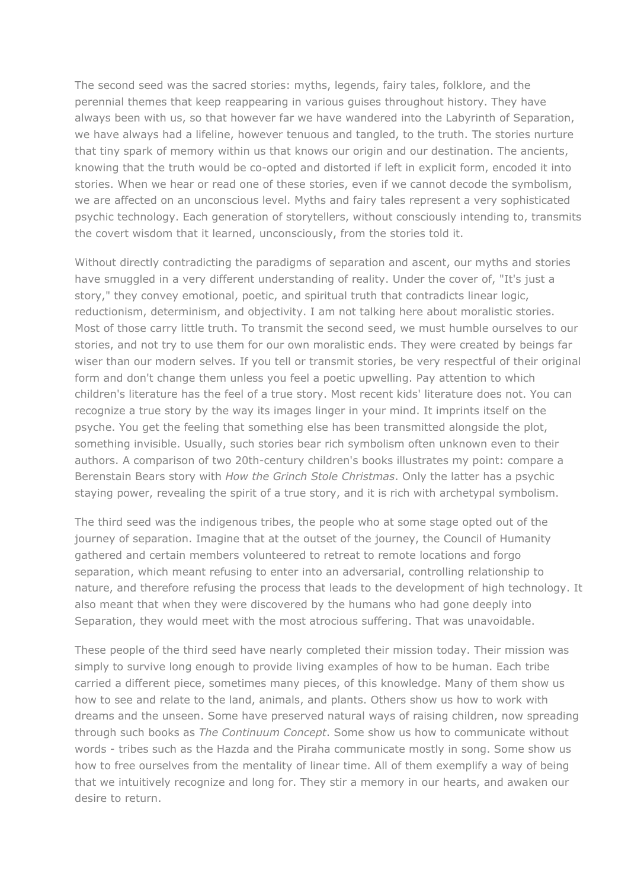The second seed was the sacred stories: myths, legends, fairy tales, folklore, and the perennial themes that keep reappearing in various guises throughout history. They have always been with us, so that however far we have wandered into the Labyrinth of Separation, we have always had a lifeline, however tenuous and tangled, to the truth. The stories nurture that tiny spark of memory within us that knows our origin and our destination. The ancients, knowing that the truth would be co-opted and distorted if left in explicit form, encoded it into stories. When we hear or read one of these stories, even if we cannot decode the symbolism, we are affected on an unconscious level. Myths and fairy tales represent a very sophisticated psychic technology. Each generation of storytellers, without consciously intending to, transmits the covert wisdom that it learned, unconsciously, from the stories told it.

Without directly contradicting the paradigms of separation and ascent, our myths and stories have smuggled in a very different understanding of reality. Under the cover of, "It's just a story," they convey emotional, poetic, and spiritual truth that contradicts linear logic, reductionism, determinism, and objectivity. I am not talking here about moralistic stories. Most of those carry little truth. To transmit the second seed, we must humble ourselves to our stories, and not try to use them for our own moralistic ends. They were created by beings far wiser than our modern selves. If you tell or transmit stories, be very respectful of their original form and don't change them unless you feel a poetic upwelling. Pay attention to which children's literature has the feel of a true story. Most recent kids' literature does not. You can recognize a true story by the way its images linger in your mind. It imprints itself on the psyche. You get the feeling that something else has been transmitted alongside the plot, something invisible. Usually, such stories bear rich symbolism often unknown even to their authors. A comparison of two 20th-century children's books illustrates my point: compare a Berenstain Bears story with *How the Grinch Stole Christmas*. Only the latter has a psychic staying power, revealing the spirit of a true story, and it is rich with archetypal symbolism.

The third seed was the indigenous tribes, the people who at some stage opted out of the journey of separation. Imagine that at the outset of the journey, the Council of Humanity gathered and certain members volunteered to retreat to remote locations and forgo separation, which meant refusing to enter into an adversarial, controlling relationship to nature, and therefore refusing the process that leads to the development of high technology. It also meant that when they were discovered by the humans who had gone deeply into Separation, they would meet with the most atrocious suffering. That was unavoidable.

These people of the third seed have nearly completed their mission today. Their mission was simply to survive long enough to provide living examples of how to be human. Each tribe carried a different piece, sometimes many pieces, of this knowledge. Many of them show us how to see and relate to the land, animals, and plants. Others show us how to work with dreams and the unseen. Some have preserved natural ways of raising children, now spreading through such books as *The Continuum Concept*. Some show us how to communicate without words - tribes such as the Hazda and the Piraha communicate mostly in song. Some show us how to free ourselves from the mentality of linear time. All of them exemplify a way of being that we intuitively recognize and long for. They stir a memory in our hearts, and awaken our desire to return.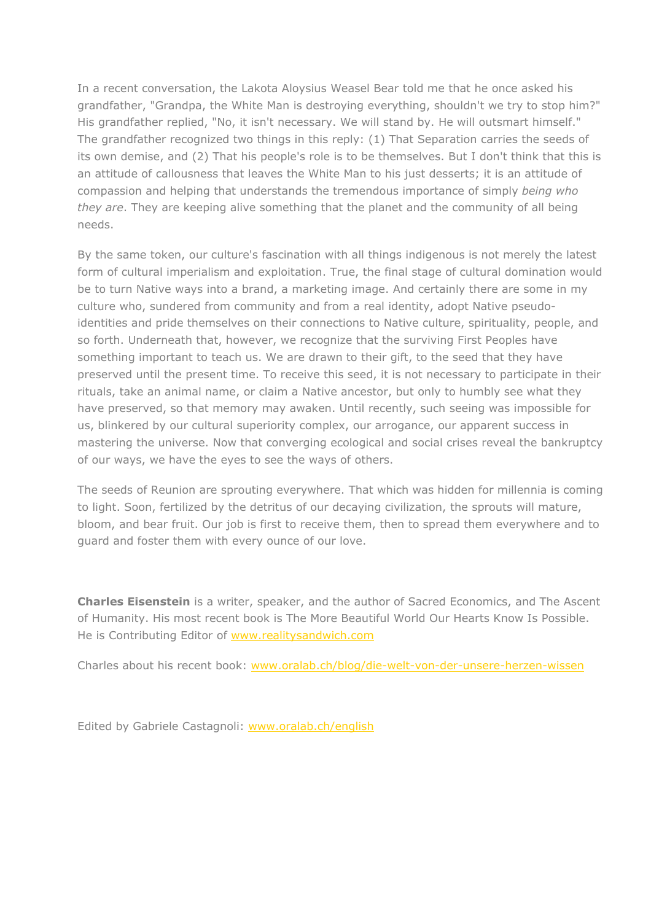In a recent conversation, the Lakota Aloysius Weasel Bear told me that he once asked his grandfather, "Grandpa, the White Man is destroying everything, shouldn't we try to stop him?" His grandfather replied, "No, it isn't necessary. We will stand by. He will outsmart himself." The grandfather recognized two things in this reply: (1) That Separation carries the seeds of its own demise, and (2) That his people's role is to be themselves. But I don't think that this is an attitude of callousness that leaves the White Man to his just desserts; it is an attitude of compassion and helping that understands the tremendous importance of simply *being who they are*. They are keeping alive something that the planet and the community of all being needs.

By the same token, our culture's fascination with all things indigenous is not merely the latest form of cultural imperialism and exploitation. True, the final stage of cultural domination would be to turn Native ways into a brand, a marketing image. And certainly there are some in my culture who, sundered from community and from a real identity, adopt Native pseudo-identities and pride themselves on their connections to Native culture, spirituality, people, and so forth. Underneath that, however, we recognize that the surviving First Peoples have something important to teach us. We are drawn to their gift, to the seed that they have preserved until the present time. To receive this seed, it is not necessary to participate in their rituals, take an animal name, or claim a Native ancestor, but only to humbly see what they have preserved, so that memory may awaken. Until recently, such seeing was impossible for us, blinkered by our cultural superiority complex, our arrogance, our apparent success in mastering the universe. Now that converging ecological and social crises reveal the bankruptcy of our ways, we have the eyes to see the ways of others.

The seeds of Reunion are sprouting everywhere. That which was hidden for millennia is coming to light. Soon, fertilized by the detritus of our decaying civilization, the sprouts will mature, bloom, and bear fruit. Our job is first to receive them, then to spread them everywhere and to guard and foster them with every ounce of our love.

**Charles Eisenstein** is a writer, speaker, and the author of Sacred Economics, and The Ascent of Humanity. His most recent book is The More Beautiful World Our Hearts Know Is Possible. He is Contributing Editor of [www.realitysandwich.com](www.realitysandwich.com)

Charles about his recent book: [www.oralab.ch/blog/die-welt-von-der-unsere-herzen-wissen](www.oralab.ch/blog/die-welt-von-der-unsere-herzen-wissen)

Edited by Gabriele Castagnoli: [www.oralab.ch/english](www.oralab.ch/english)